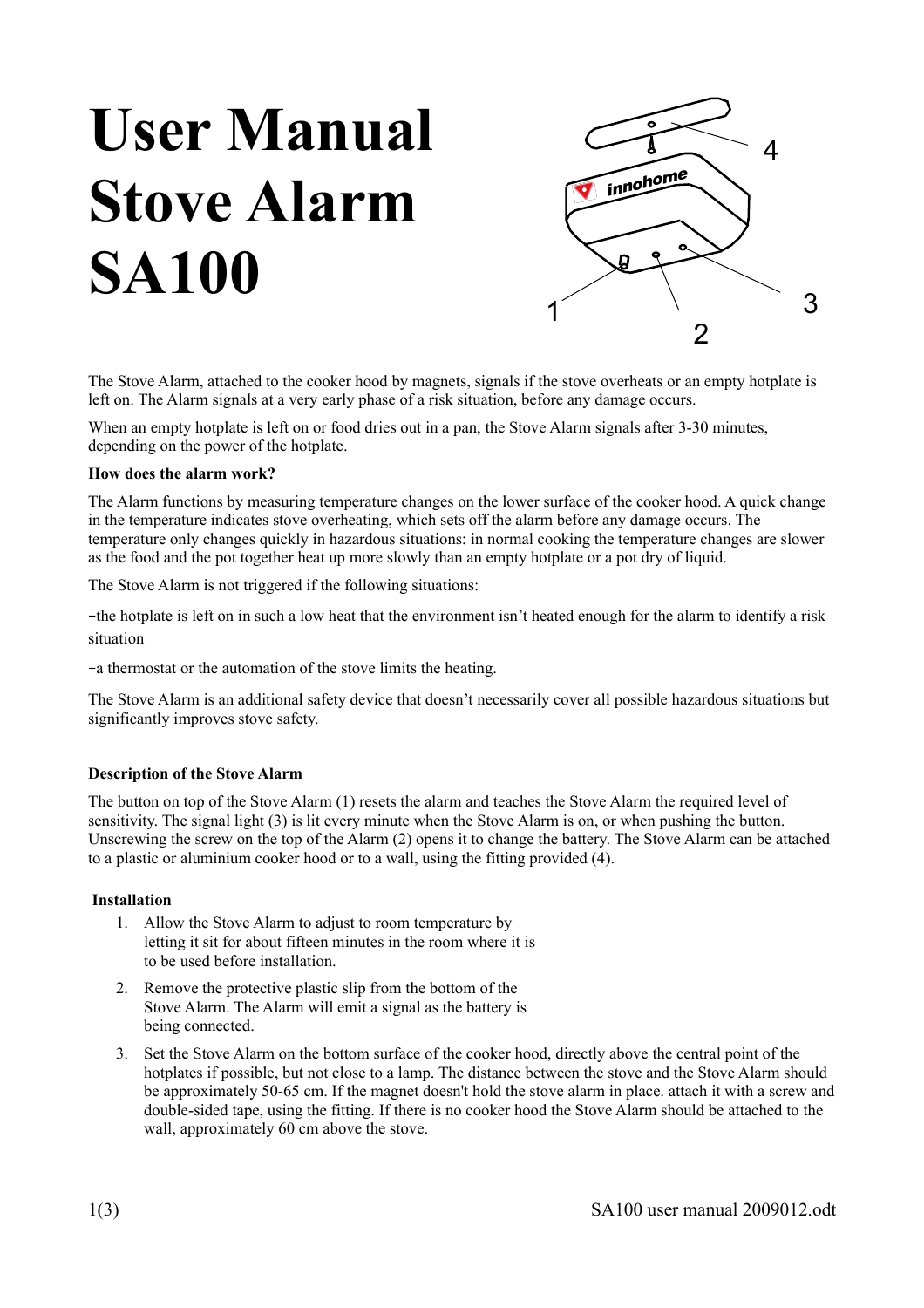# User Manual Stove Alarm SA100

The Stove Alarm, attached to the cooker hood by magnets, signals if the stove overheats or an empty hotplate is left on. The Alarm signals at a very early phase of a risk situation, before any damage occurs.

When an empty hotplate is left on or food dries out in a pan, the Stove Alarm signals after 3-30 minutes, depending on the power of the hotplate.

**How does the alarm work?**

The Alarm functions by measuring temperature changes on the lower surface of the cooker hood. A quick change in the temperature indicates stove overheating, which sets off the alarm before any damage occurs. The temperature only changes quickly in hazardous situations: in normal cooking the temperature changes are slower as the food and the pot together heat up more slowly than an empty hotplate or a pot dry of liquid.

The Stove Alarm is not triggered if the following situations:

–the hotplate is left on in such a low heat that the environment isn't heated enough for the alarm to identify a risk situation

–a thermostat or the automation of the stove limits the heating.

The Stove Alarm is an additional safety device that doesn't necessarily cover all possible hazardous situations but significantly improves stove safety.

**Description of the Stove Alarm**

The button on top of the Stove Alarm (1) resets the alarm and teaches the Stove Alarm the required level of sensitivity. The signal light (3) is lit every minute when the Stove Alarm is on, or when pushing the button. Unscrewing the screw on the top of the Alarm (2) opens it to change the battery. The Stove Alarm can be attached to a plastic or aluminium cooker hood or to a wall, using the fitting provided (4).

**Installation**

1. Allow the Stove Alarm to adjust to room temperature by letting it sit for about fifteen minutes in the room where it is to be used before installation.
2. Remove the protective plastic slip from the bottom of the Stove Alarm. The Alarm will emit a signal as the battery is being connected.
3. Set the Stove Alarm on the bottom surface of the cooker hood, directly above the central point of the hotplates if possible, but not close to a lamp. The distance between the stove and the Stove Alarm should be approximately 50-65 cm. If the magnet doesn't hold the stove alarm in place. attach it with a screw and double-sided tape, using the fitting. If there is no cooker hood the Stove Alarm should be attached to the wall, approximately 60 cm above the stove.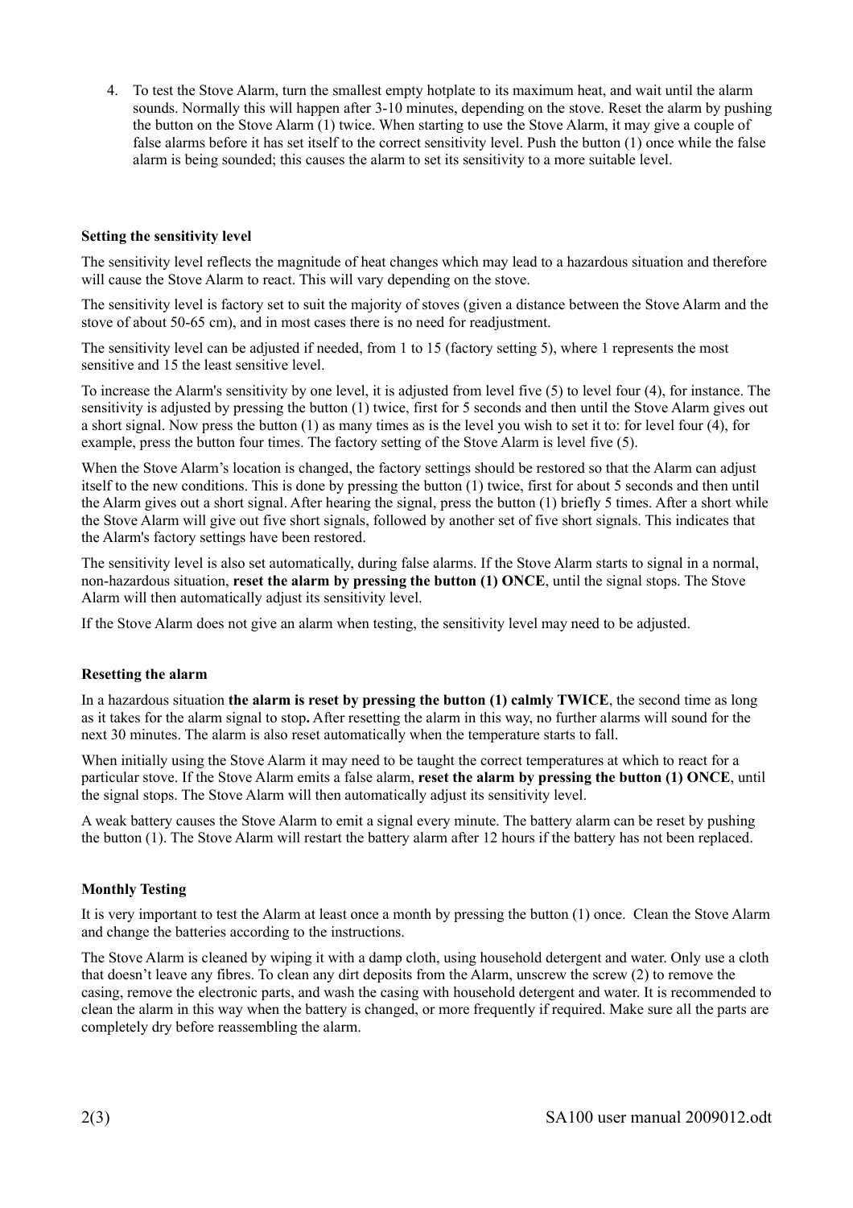4. To test the Stove Alarm, turn the smallest empty hotplate to its maximum heat, and wait until the alarm sounds. Normally this will happen after 3-10 minutes, depending on the stove. Reset the alarm by pushing the button on the Stove Alarm (1) twice. When starting to use the Stove Alarm, it may give a couple of false alarms before it has set itself to the correct sensitivity level. Push the button (1) once while the false alarm is being sounded; this causes the alarm to set its sensitivity to a more suitable level.

### Setting the sensitivity level

The sensitivity level reflects the magnitude of heat changes which may lead to a hazardous situation and therefore will cause the Stove Alarm to react. This will vary depending on the stove.

The sensitivity level is factory set to suit the majority of stoves (given a distance between the Stove Alarm and the stove of about 50-65 cm), and in most cases there is no need for readjustment.

The sensitivity level can be adjusted if needed, from 1 to 15 (factory setting 5), where 1 represents the most sensitive and 15 the least sensitive level.

To increase the Alarm's sensitivity by one level, it is adjusted from level five (5) to level four (4), for instance. The sensitivity is adjusted by pressing the button (1) twice, first for 5 seconds and then until the Stove Alarm gives out a short signal. Now press the button (1) as many times as is the level you wish to set it to: for level four (4), for example, press the button four times. The factory setting of the Stove Alarm is level five (5).

When the Stove Alarm's location is changed, the factory settings should be restored so that the Alarm can adjust itself to the new conditions. This is done by pressing the button (1) twice, first for about 5 seconds and then until the Alarm gives out a short signal. After hearing the signal, press the button (1) briefly 5 times. After a short while the Stove Alarm will give out five short signals, followed by another set of five short signals. This indicates that the Alarm's factory settings have been restored.

The sensitivity level is also set automatically, during false alarms. If the Stove Alarm starts to signal in a normal, non-hazardous situation, **reset the alarm by pressing the button (1) ONCE**, until the signal stops. The Stove Alarm will then automatically adjust its sensitivity level.

If the Stove Alarm does not give an alarm when testing, the sensitivity level may need to be adjusted.

### Resetting the alarm

In a hazardous situation **the alarm is reset by pressing the button (1) calmly TWICE**, the second time as long as it takes for the alarm signal to stop**.** After resetting the alarm in this way, no further alarms will sound for the next 30 minutes. The alarm is also reset automatically when the temperature starts to fall.

When initially using the Stove Alarm it may need to be taught the correct temperatures at which to react for a particular stove. If the Stove Alarm emits a false alarm, **reset the alarm by pressing the button (1) ONCE**, until the signal stops. The Stove Alarm will then automatically adjust its sensitivity level.

A weak battery causes the Stove Alarm to emit a signal every minute. The battery alarm can be reset by pushing the button (1). The Stove Alarm will restart the battery alarm after 12 hours if the battery has not been replaced.

### Monthly Testing

It is very important to test the Alarm at least once a month by pressing the button (1) once. Clean the Stove Alarm and change the batteries according to the instructions.

The Stove Alarm is cleaned by wiping it with a damp cloth, using household detergent and water. Only use a cloth that doesn't leave any fibres. To clean any dirt deposits from the Alarm, unscrew the screw (2) to remove the casing, remove the electronic parts, and wash the casing with household detergent and water. It is recommended to clean the alarm in this way when the battery is changed, or more frequently if required. Make sure all the parts are completely dry before reassembling the alarm.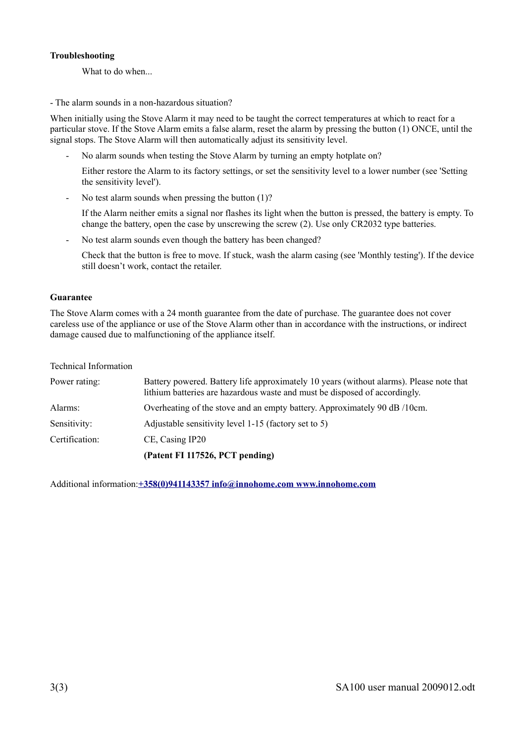**Troubleshooting**

What to do when...

- The alarm sounds in a non-hazardous situation?

When initially using the Stove Alarm it may need to be taught the correct temperatures at which to react for a particular stove. If the Stove Alarm emits a false alarm, reset the alarm by pressing the button (1) ONCE, until the signal stops. The Stove Alarm will then automatically adjust its sensitivity level.

- No alarm sounds when testing the Stove Alarm by turning an empty hotplate on?

  Either restore the Alarm to its factory settings, or set the sensitivity level to a lower number (see 'Setting the sensitivity level').

- No test alarm sounds when pressing the button (1)?

  If the Alarm neither emits a signal nor flashes its light when the button is pressed, the battery is empty. To change the battery, open the case by unscrewing the screw (2). Use only CR2032 type batteries.

- No test alarm sounds even though the battery has been changed?

  Check that the button is free to move. If stuck, wash the alarm casing (see 'Monthly testing'). If the device still doesn't work, contact the retailer.

**Guarantee**

The Stove Alarm comes with a 24 month guarantee from the date of purchase. The guarantee does not cover careless use of the appliance or use of the Stove Alarm other than in accordance with the instructions, or indirect damage caused due to malfunctioning of the appliance itself.

Technical Information

| | |
|---|---|
| Power rating: | Battery powered. Battery life approximately 10 years (without alarms). Please note that lithium batteries are hazardous waste and must be disposed of accordingly. |
| Alarms: | Overheating of the stove and an empty battery. Approximately 90 dB /10cm. |
| Sensitivity: | Adjustable sensitivity level 1-15 (factory set to 5) |
| Certification: | CE, Casing IP20 |
| | **(Patent FI 117526, PCT pending)** |

Additional information:**+358(0)941143357 info@innohome.com www.innohome.com**